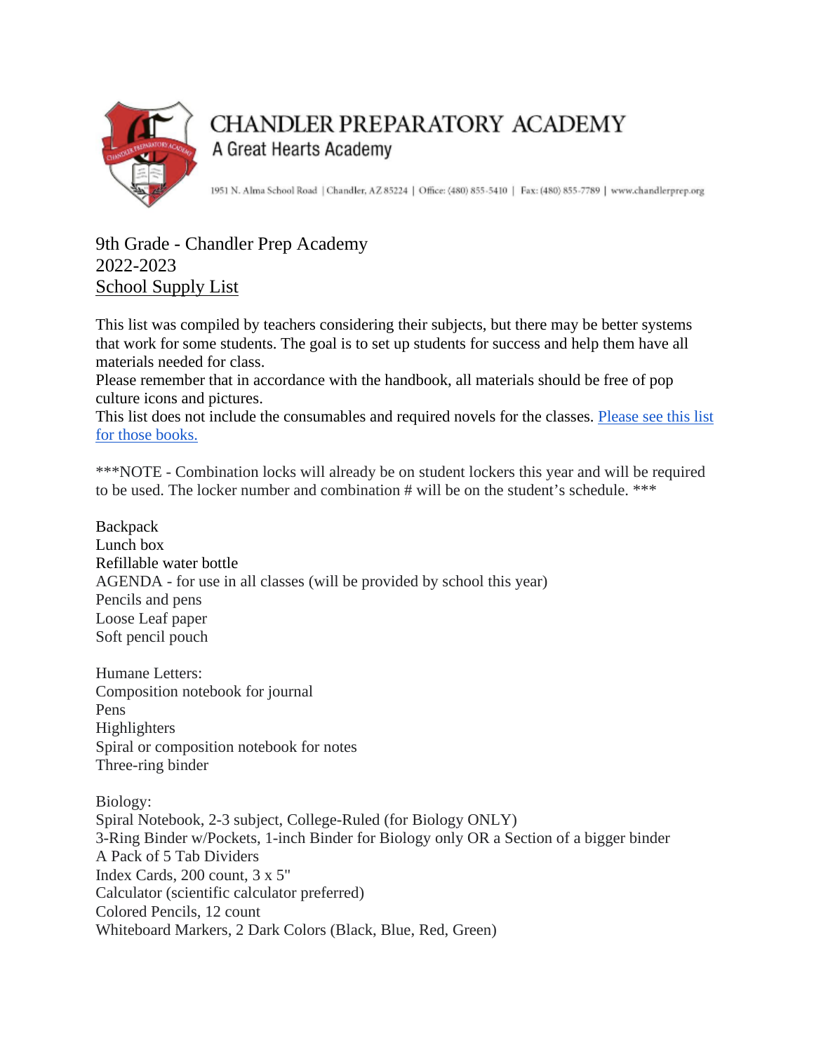# CHANDLER PREPARATORY ACADEMY

A Great Hearts Academy

1951 N. Alma School Road | Chandler, AZ 85224 | Office: (480) 855-5410 | Fax: (480) 855-7789 | www.chandlerprep.org

## 9th Grade - Chandler Prep Academy
## 2022-2023
## School Supply List

This list was compiled by teachers considering their subjects, but there may be better systems that work for some students. The goal is to set up students for success and help them have all materials needed for class.

Please remember that in accordance with the handbook, all materials should be free of pop culture icons and pictures.

This list does not include the consumables and required novels for the classes. Please see this list for those books.

***NOTE - Combination locks will already be on student lockers this year and will be required to be used. The locker number and combination # will be on the student's schedule. ***

Backpack
Lunch box
Refillable water bottle
AGENDA - for use in all classes (will be provided by school this year)
Pencils and pens
Loose Leaf paper
Soft pencil pouch

Humane Letters:
Composition notebook for journal
Pens
Highlighters
Spiral or composition notebook for notes
Three-ring binder

Biology:
Spiral Notebook, 2-3 subject, College-Ruled (for Biology ONLY)
3-Ring Binder w/Pockets, 1-inch Binder for Biology only OR a Section of a bigger binder
A Pack of 5 Tab Dividers
Index Cards, 200 count, 3 x 5"
Calculator (scientific calculator preferred)
Colored Pencils, 12 count
Whiteboard Markers, 2 Dark Colors (Black, Blue, Red, Green)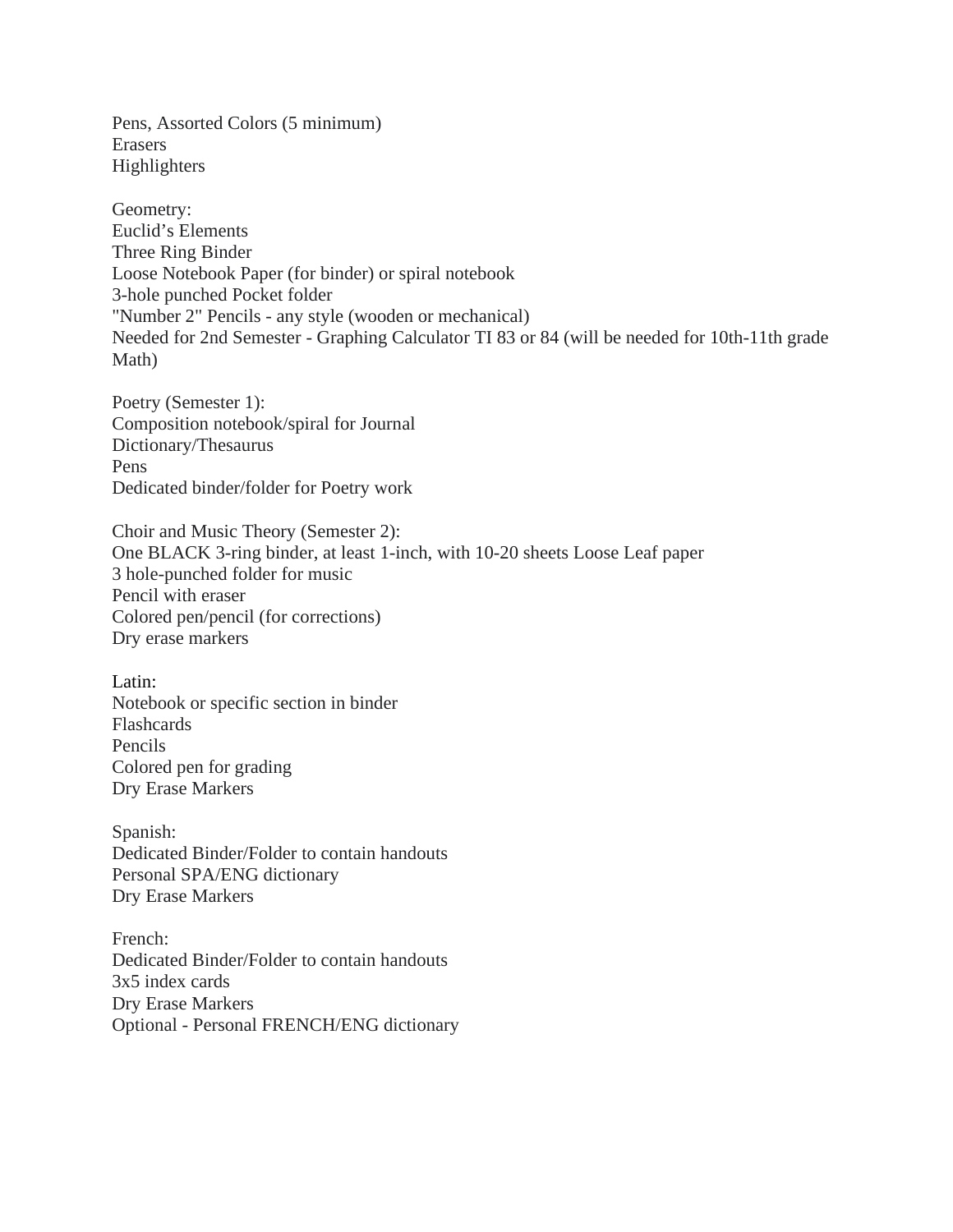Pens, Assorted Colors (5 minimum)
Erasers
Highlighters

Geometry:
Euclid's Elements
Three Ring Binder
Loose Notebook Paper (for binder) or spiral notebook
3-hole punched Pocket folder
"Number 2" Pencils - any style (wooden or mechanical)
Needed for 2nd Semester - Graphing Calculator TI 83 or 84 (will be needed for 10th-11th grade Math)

Poetry (Semester 1):
Composition notebook/spiral for Journal
Dictionary/Thesaurus
Pens
Dedicated binder/folder for Poetry work

Choir and Music Theory (Semester 2):
One BLACK 3-ring binder, at least 1-inch, with 10-20 sheets Loose Leaf paper
3 hole-punched folder for music
Pencil with eraser
Colored pen/pencil (for corrections)
Dry erase markers

Latin:
Notebook or specific section in binder
Flashcards
Pencils
Colored pen for grading
Dry Erase Markers

Spanish:
Dedicated Binder/Folder to contain handouts
Personal SPA/ENG dictionary
Dry Erase Markers

French:
Dedicated Binder/Folder to contain handouts
3x5 index cards
Dry Erase Markers
Optional - Personal FRENCH/ENG dictionary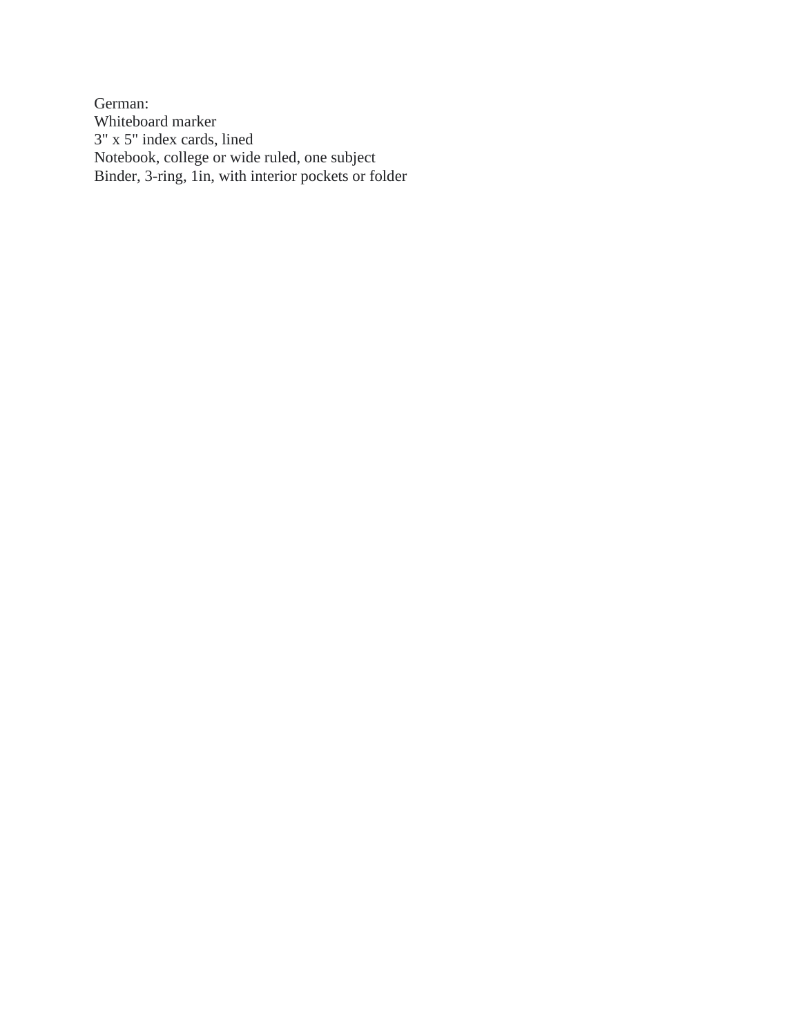German:
Whiteboard marker
3" x 5" index cards, lined
Notebook, college or wide ruled, one subject
Binder, 3-ring, 1in, with interior pockets or folder